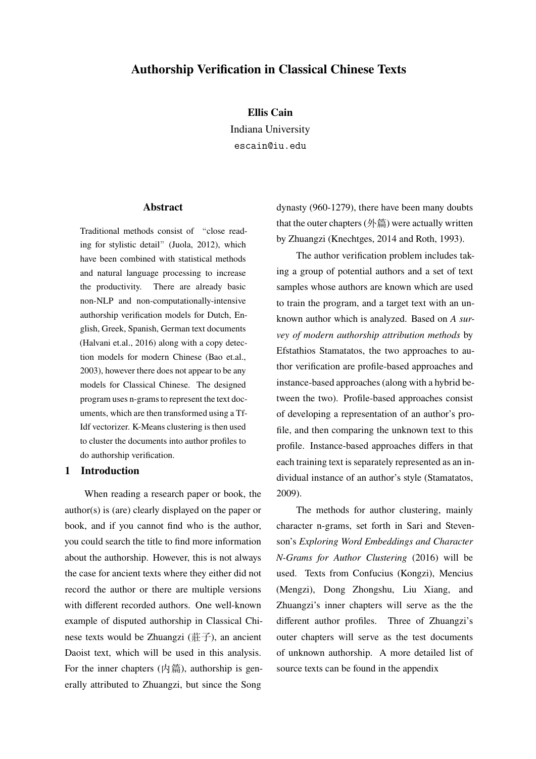# Authorship Verification in Classical Chinese Texts

**Ellis Cain**
Indiana University
escain@iu.edu

## Abstract

Traditional methods consist of "close reading for stylistic detail" (Juola, 2012), which have been combined with statistical methods and natural language processing to increase the productivity. There are already basic non-NLP and non-computationally-intensive authorship verification models for Dutch, English, Greek, Spanish, German text documents (Halvani et.al., 2016) along with a copy detection models for modern Chinese (Bao et.al., 2003), however there does not appear to be any models for Classical Chinese. The designed program uses n-grams to represent the text documents, which are then transformed using a Tf-Idf vectorizer. K-Means clustering is then used to cluster the documents into author profiles to do authorship verification.

## 1 Introduction

When reading a research paper or book, the author(s) is (are) clearly displayed on the paper or book, and if you cannot find who is the author, you could search the title to find more information about the authorship. However, this is not always the case for ancient texts where they either did not record the author or there are multiple versions with different recorded authors. One well-known example of disputed authorship in Classical Chinese texts would be Zhuangzi (莊子), an ancient Daoist text, which will be used in this analysis. For the inner chapters (內篇), authorship is generally attributed to Zhuangzi, but since the Song dynasty (960-1279), there have been many doubts that the outer chapters (外篇) were actually written by Zhuangzi (Knechtges, 2014 and Roth, 1993).

The author verification problem includes taking a group of potential authors and a set of text samples whose authors are known which are used to train the program, and a target text with an unknown author which is analyzed. Based on *A survey of modern authorship attribution methods* by Efstathios Stamatatos, the two approaches to author verification are profile-based approaches and instance-based approaches (along with a hybrid between the two). Profile-based approaches consist of developing a representation of an author's profile, and then comparing the unknown text to this profile. Instance-based approaches differs in that each training text is separately represented as an individual instance of an author's style (Stamatatos, 2009).

The methods for author clustering, mainly character n-grams, set forth in Sari and Stevenson's *Exploring Word Embeddings and Character N-Grams for Author Clustering* (2016) will be used. Texts from Confucius (Kongzi), Mencius (Mengzi), Dong Zhongshu, Liu Xiang, and Zhuangzi's inner chapters will serve as the the different author profiles. Three of Zhuangzi's outer chapters will serve as the test documents of unknown authorship. A more detailed list of source texts can be found in the appendix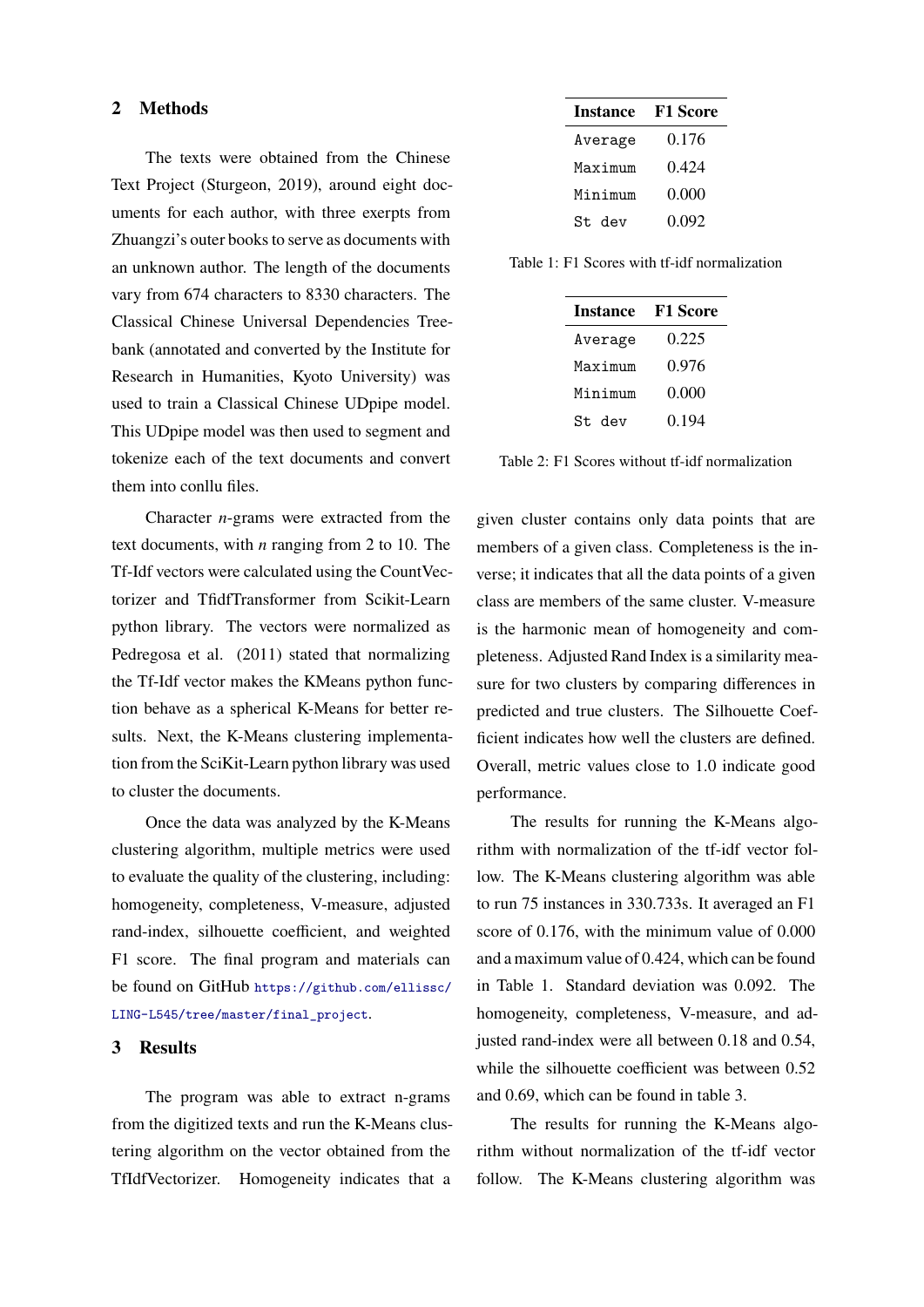## 2 Methods

The texts were obtained from the Chinese Text Project (Sturgeon, 2019), around eight documents for each author, with three exerpts from Zhuangzi's outer books to serve as documents with an unknown author. The length of the documents vary from 674 characters to 8330 characters. The Classical Chinese Universal Dependencies Treebank (annotated and converted by the Institute for Research in Humanities, Kyoto University) was used to train a Classical Chinese UDpipe model. This UDpipe model was then used to segment and tokenize each of the text documents and convert them into conllu files.

Character *n*-grams were extracted from the text documents, with *n* ranging from 2 to 10. The Tf-Idf vectors were calculated using the CountVectorizer and TfidfTransformer from Scikit-Learn python library. The vectors were normalized as Pedregosa et al. (2011) stated that normalizing the Tf-Idf vector makes the KMeans python function behave as a spherical K-Means for better results. Next, the K-Means clustering implementation from the SciKit-Learn python library was used to cluster the documents.

Once the data was analyzed by the K-Means clustering algorithm, multiple metrics were used to evaluate the quality of the clustering, including: homogeneity, completeness, V-measure, adjusted rand-index, silhouette coefficient, and weighted F1 score. The final program and materials can be found on GitHub `https://github.com/ellissc/LING-L545/tree/master/final_project`.

## 3 Results

The program was able to extract n-grams from the digitized texts and run the K-Means clustering algorithm on the vector obtained from the TfIdfVectorizer. Homogeneity indicates that a given cluster contains only data points that are members of a given class. Completeness is the inverse; it indicates that all the data points of a given class are members of the same cluster. V-measure is the harmonic mean of homogeneity and completeness. Adjusted Rand Index is a similarity measure for two clusters by comparing differences in predicted and true clusters. The Silhouette Coefficient indicates how well the clusters are defined. Overall, metric values close to 1.0 indicate good performance.

| Instance | F1 Score |
|---|---|
| Average | 0.176 |
| Maximum | 0.424 |
| Minimum | 0.000 |
| St dev | 0.092 |

Table 1: F1 Scores with tf-idf normalization

| Instance | F1 Score |
|---|---|
| Average | 0.225 |
| Maximum | 0.976 |
| Minimum | 0.000 |
| St dev | 0.194 |

Table 2: F1 Scores without tf-idf normalization

The results for running the K-Means algorithm with normalization of the tf-idf vector follow. The K-Means clustering algorithm was able to run 75 instances in 330.733s. It averaged an F1 score of 0.176, with the minimum value of 0.000 and a maximum value of 0.424, which can be found in Table 1. Standard deviation was 0.092. The homogeneity, completeness, V-measure, and adjusted rand-index were all between 0.18 and 0.54, while the silhouette coefficient was between 0.52 and 0.69, which can be found in table 3.

The results for running the K-Means algorithm without normalization of the tf-idf vector follow. The K-Means clustering algorithm was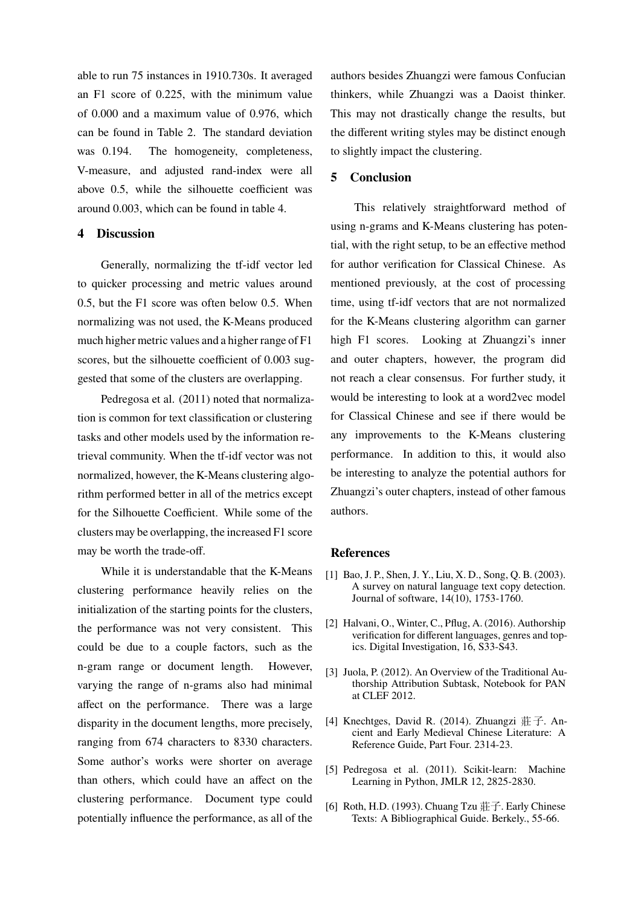able to run 75 instances in 1910.730s. It averaged an F1 score of 0.225, with the minimum value of 0.000 and a maximum value of 0.976, which can be found in Table 2. The standard deviation was 0.194. The homogeneity, completeness, V-measure, and adjusted rand-index were all above 0.5, while the silhouette coefficient was around 0.003, which can be found in table 4.

## 4 Discussion

Generally, normalizing the tf-idf vector led to quicker processing and metric values around 0.5, but the F1 score was often below 0.5. When normalizing was not used, the K-Means produced much higher metric values and a higher range of F1 scores, but the silhouette coefficient of 0.003 suggested that some of the clusters are overlapping.

Pedregosa et al. (2011) noted that normalization is common for text classification or clustering tasks and other models used by the information retrieval community. When the tf-idf vector was not normalized, however, the K-Means clustering algorithm performed better in all of the metrics except for the Silhouette Coefficient. While some of the clusters may be overlapping, the increased F1 score may be worth the trade-off.

While it is understandable that the K-Means clustering performance heavily relies on the initialization of the starting points for the clusters, the performance was not very consistent. This could be due to a couple factors, such as the n-gram range or document length. However, varying the range of n-grams also had minimal affect on the performance. There was a large disparity in the document lengths, more precisely, ranging from 674 characters to 8330 characters. Some author's works were shorter on average than others, which could have an affect on the clustering performance. Document type could potentially influence the performance, as all of the authors besides Zhuangzi were famous Confucian thinkers, while Zhuangzi was a Daoist thinker. This may not drastically change the results, but the different writing styles may be distinct enough to slightly impact the clustering.

## 5 Conclusion

This relatively straightforward method of using n-grams and K-Means clustering has potential, with the right setup, to be an effective method for author verification for Classical Chinese. As mentioned previously, at the cost of processing time, using tf-idf vectors that are not normalized for the K-Means clustering algorithm can garner high F1 scores. Looking at Zhuangzi's inner and outer chapters, however, the program did not reach a clear consensus. For further study, it would be interesting to look at a word2vec model for Classical Chinese and see if there would be any improvements to the K-Means clustering performance. In addition to this, it would also be interesting to analyze the potential authors for Zhuangzi's outer chapters, instead of other famous authors.

## References

[1] Bao, J. P., Shen, J. Y., Liu, X. D., Song, Q. B. (2003). A survey on natural language text copy detection. Journal of software, 14(10), 1753-1760.

[2] Halvani, O., Winter, C., Pflug, A. (2016). Authorship verification for different languages, genres and topics. Digital Investigation, 16, S33-S43.

[3] Juola, P. (2012). An Overview of the Traditional Authorship Attribution Subtask, Notebook for PAN at CLEF 2012.

[4] Knechtges, David R. (2014). Zhuangzi 莊子. Ancient and Early Medieval Chinese Literature: A Reference Guide, Part Four. 2314-23.

[5] Pedregosa et al. (2011). Scikit-learn: Machine Learning in Python, JMLR 12, 2825-2830.

[6] Roth, H.D. (1993). Chuang Tzu 莊子. Early Chinese Texts: A Bibliographical Guide. Berkely., 55-66.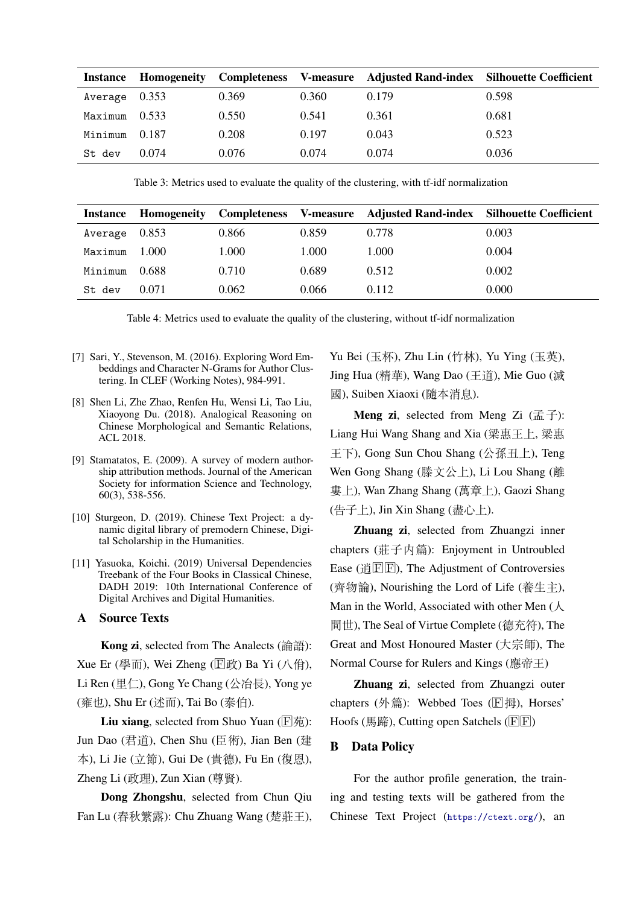| Instance | Homogeneity | Completeness | V-measure | Adjusted Rand-index | Silhouette Coefficient |
|---|---|---|---|---|---|
| Average | 0.353 | 0.369 | 0.360 | 0.179 | 0.598 |
| Maximum | 0.533 | 0.550 | 0.541 | 0.361 | 0.681 |
| Minimum | 0.187 | 0.208 | 0.197 | 0.043 | 0.523 |
| St dev | 0.074 | 0.076 | 0.074 | 0.074 | 0.036 |

Table 3: Metrics used to evaluate the quality of the clustering, with tf-idf normalization

| Instance | Homogeneity | Completeness | V-measure | Adjusted Rand-index | Silhouette Coefficient |
|---|---|---|---|---|---|
| Average | 0.853 | 0.866 | 0.859 | 0.778 | 0.003 |
| Maximum | 1.000 | 1.000 | 1.000 | 1.000 | 0.004 |
| Minimum | 0.688 | 0.710 | 0.689 | 0.512 | 0.002 |
| St dev | 0.071 | 0.062 | 0.066 | 0.112 | 0.000 |

Table 4: Metrics used to evaluate the quality of the clustering, without tf-idf normalization

[7] Sari, Y., Stevenson, M. (2016). Exploring Word Embeddings and Character N-Grams for Author Clustering. In CLEF (Working Notes), 984-991.

[8] Shen Li, Zhe Zhao, Renfen Hu, Wensi Li, Tao Liu, Xiaoyong Du. (2018). Analogical Reasoning on Chinese Morphological and Semantic Relations, ACL 2018.

[9] Stamatatos, E. (2009). A survey of modern authorship attribution methods. Journal of the American Society for information Science and Technology, 60(3), 538-556.

[10] Sturgeon, D. (2019). Chinese Text Project: a dynamic digital library of premodern Chinese, Digital Scholarship in the Humanities.

[11] Yasuoka, Koichi. (2019) Universal Dependencies Treebank of the Four Books in Classical Chinese, DADH 2019: 10th International Conference of Digital Archives and Digital Humanities.

## A Source Texts

**Kong zi**, selected from The Analects (論語): Xue Er (學而), Wei Zheng (🄵政) Ba Yi (八佾), Li Ren (里仁), Gong Ye Chang (公冶長), Yong ye (雍也), Shu Er (述而), Tai Bo (泰伯).

**Liu xiang**, selected from Shuo Yuan (🄵苑): Jun Dao (君道), Chen Shu (臣術), Jian Ben (建本), Li Jie (立節), Gui De (貴德), Fu En (復恩), Zheng Li (政理), Zun Xian (尊賢).

**Dong Zhongshu**, selected from Chun Qiu Fan Lu (春秋繁露): Chu Zhuang Wang (楚莊王), Yu Bei (玉杯), Zhu Lin (竹林), Yu Ying (玉英), Jing Hua (精華), Wang Dao (王道), Mie Guo (滅國), Suiben Xiaoxi (隨本消息).

**Meng zi**, selected from Meng Zi (孟子): Liang Hui Wang Shang and Xia (梁惠王上, 梁惠王下), Gong Sun Chou Shang (公孫丑上), Teng Wen Gong Shang (滕文公上), Li Lou Shang (離婁上), Wan Zhang Shang (萬章上), Gaozi Shang (告子上), Jin Xin Shang (盡心上).

**Zhuang zi**, selected from Zhuangzi inner chapters (莊子內篇): Enjoyment in Untroubled Ease (逍🄵🄵), The Adjustment of Controversies (齊物論), Nourishing the Lord of Life (養生主), Man in the World, Associated with other Men (人間世), The Seal of Virtue Complete (德充符), The Great and Most Honoured Master (大宗師), The Normal Course for Rulers and Kings (應帝王)

**Zhuang zi**, selected from Zhuangzi outer chapters (外篇): Webbed Toes (🄵拇), Horses' Hoofs (馬蹄), Cutting open Satchels (🄵🄵)

## B Data Policy

For the author profile generation, the training and testing texts will be gathered from the Chinese Text Project (https://ctext.org/), an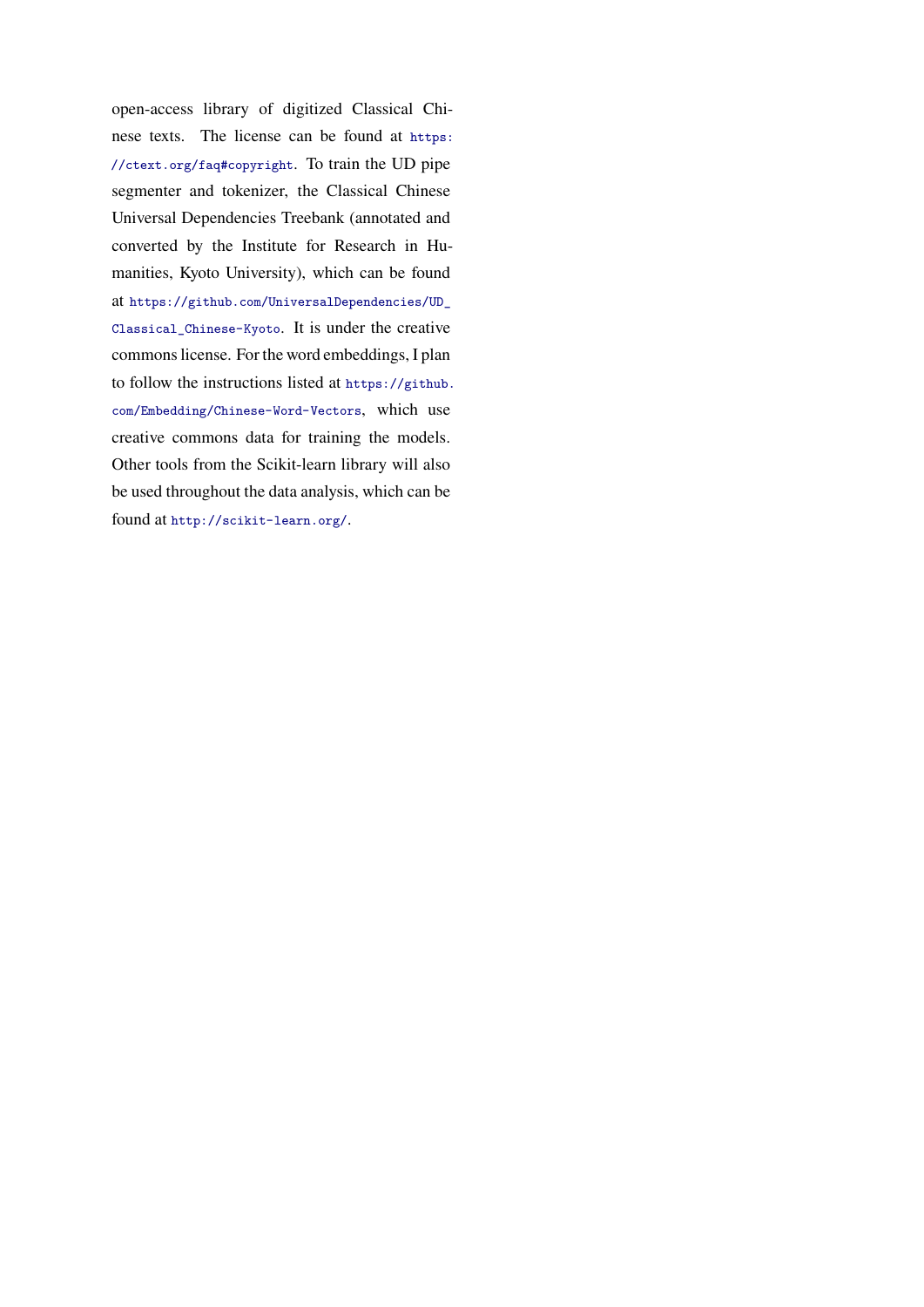open-access library of digitized Classical Chinese texts. The license can be found at https://ctext.org/faq#copyright. To train the UD pipe segmenter and tokenizer, the Classical Chinese Universal Dependencies Treebank (annotated and converted by the Institute for Research in Humanities, Kyoto University), which can be found at https://github.com/UniversalDependencies/UD_Classical_Chinese-Kyoto. It is under the creative commons license. For the word embeddings, I plan to follow the instructions listed at https://github.com/Embedding/Chinese-Word-Vectors, which use creative commons data for training the models. Other tools from the Scikit-learn library will also be used throughout the data analysis, which can be found at http://scikit-learn.org/.